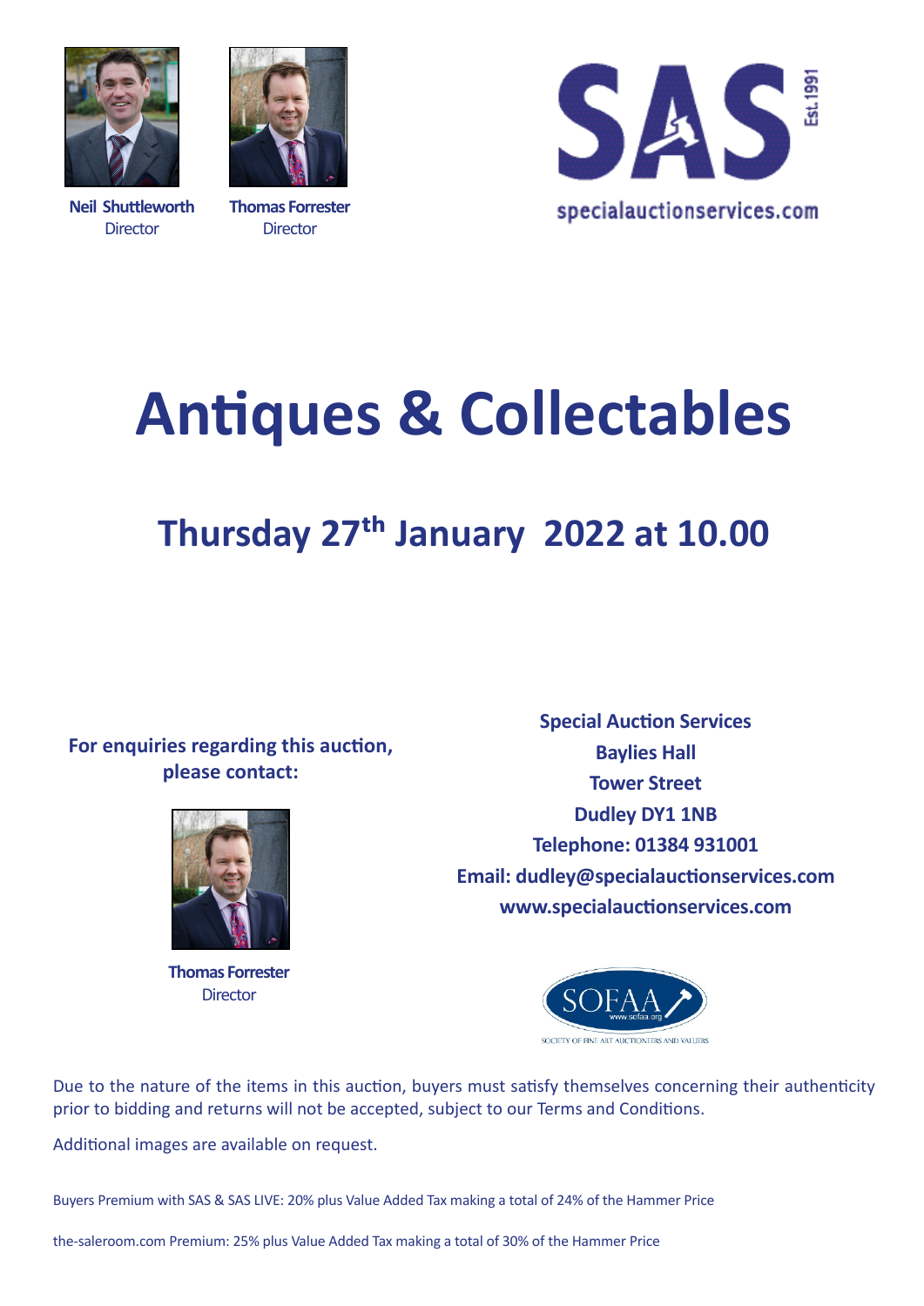**Neil Shuttleworth**
Director

**Thomas Forrester**
Director

SAS Est. 1991
specialauctionservices.com

# Antiques & Collectables

## Thursday 27th January 2022 at 10.00

**For enquiries regarding this auction, please contact:**

**Thomas Forrester**
Director

**Special Auction Services**
**Baylies Hall**
**Tower Street**
**Dudley DY1 1NB**
**Telephone: 01384 931001**
**Email: dudley@specialauctionservices.com**
**www.specialauctionservices.com**

SOFAA www.sofaa.org
SOCIETY OF FINE ART AUCTIONEERS AND VALUERS

Due to the nature of the items in this auction, buyers must satisfy themselves concerning their authenticity prior to bidding and returns will not be accepted, subject to our Terms and Conditions.

Additional images are available on request.

Buyers Premium with SAS & SAS LIVE: 20% plus Value Added Tax making a total of 24% of the Hammer Price

the-saleroom.com Premium: 25% plus Value Added Tax making a total of 30% of the Hammer Price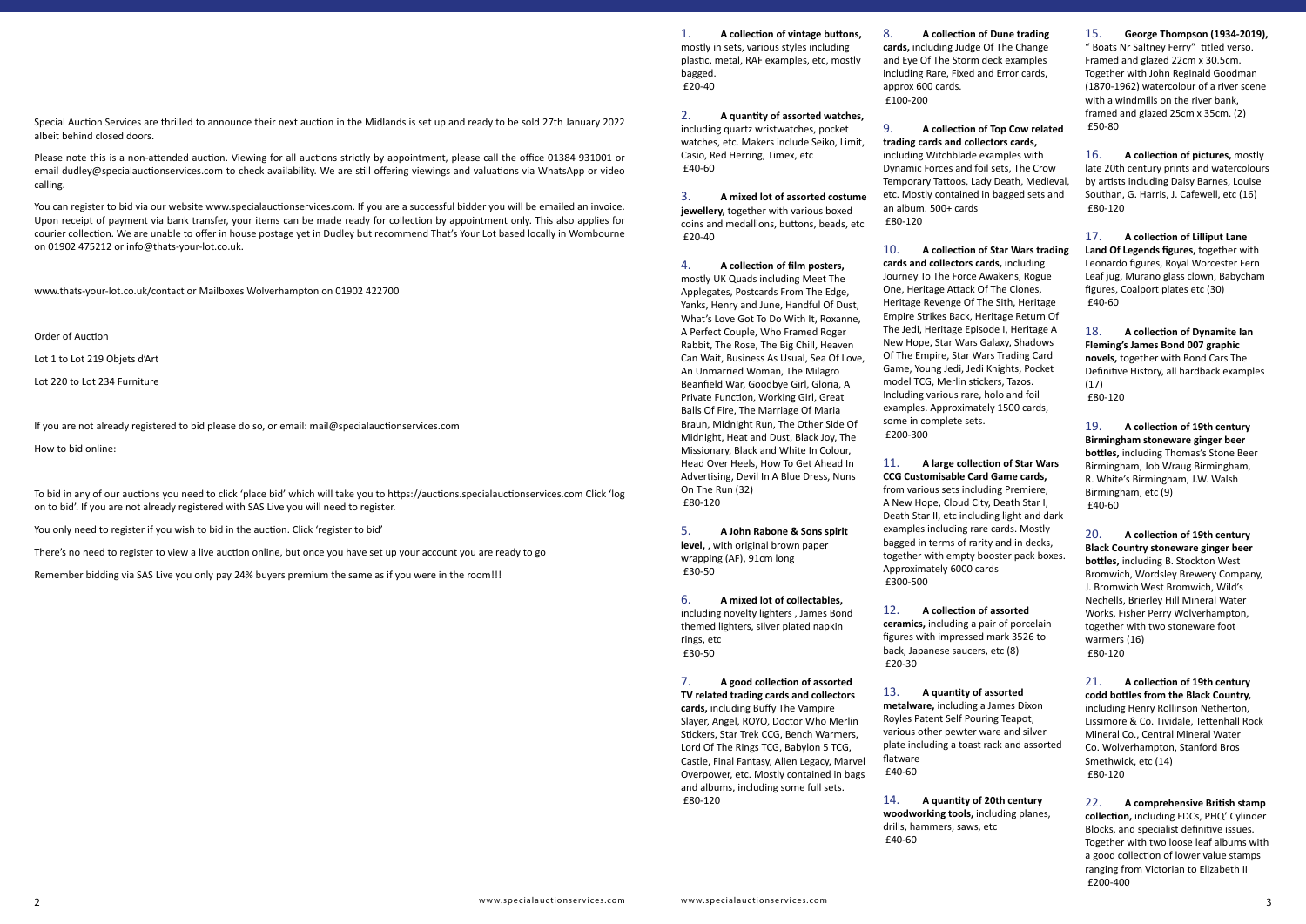Special Auction Services are thrilled to announce their next auction in the Midlands is set up and ready to be sold 27th January 2022 albeit behind closed doors.

Please note this is a non-attended auction. Viewing for all auctions strictly by appointment, please call the office 01384 931001 or email dudley@specialauctionservices.com to check availability. We are still offering viewings and valuations via WhatsApp or video calling.

You can register to bid via our website www.specialauctionservices.com. If you are a successful bidder you will be emailed an invoice. Upon receipt of payment via bank transfer, your items can be made ready for collection by appointment only. This also applies for courier collection. We are unable to offer in house postage yet in Dudley but recommend That's Your Lot based locally in Wombourne on 01902 475212 or info@thats-your-lot.co.uk.

www.thats-your-lot.co.uk/contact or Mailboxes Wolverhampton on 01902 422700

Order of Auction

Lot 1 to Lot 219 Objets d'Art

Lot 220 to Lot 234 Furniture

If you are not already registered to bid please do so, or email: mail@specialauctionservices.com

How to bid online:

To bid in any of our auctions you need to click 'place bid' which will take you to https://auctions.specialauctionservices.com Click 'log on to bid'. If you are not already registered with SAS Live you will need to register.

You only need to register if you wish to bid in the auction. Click 'register to bid'

There's no need to register to view a live auction online, but once you have set up your account you are ready to go

Remember bidding via SAS Live you only pay 24% buyers premium the same as if you were in the room!!!

1. **A collection of vintage buttons,** mostly in sets, various styles including plastic, metal, RAF examples, etc, mostly bagged.
£20-40

2. **A quantity of assorted watches,** including quartz wristwatches, pocket watches, etc. Makers include Seiko, Limit, Casio, Red Herring, Timex, etc
£40-60

3. **A mixed lot of assorted costume jewellery,** together with various boxed coins and medallions, buttons, beads, etc
£20-40

4. **A collection of film posters,** mostly UK Quads including Meet The Applegates, Postcards From The Edge, Yanks, Henry and June, Handful Of Dust, What's Love Got To Do With It, Roxanne, A Perfect Couple, Who Framed Roger Rabbit, The Rose, The Big Chill, Heaven Can Wait, Business As Usual, Sea Of Love, An Unmarried Woman, The Milagro Beanfield War, Goodbye Girl, Gloria, A Private Function, Working Girl, Great Balls Of Fire, The Marriage Of Maria Braun, Midnight Run, The Other Side Of Midnight, Heat and Dust, Black Joy, The Missionary, Black and White In Colour, Head Over Heels, How To Get Ahead In Advertising, Devil In A Blue Dress, Nuns On The Run (32)
£80-120

5. **A John Rabone & Sons spirit level,** , with original brown paper wrapping (AF), 91cm long
£30-50

6. **A mixed lot of collectables,** including novelty lighters , James Bond themed lighters, silver plated napkin rings, etc
£30-50

7. **A good collection of assorted TV related trading cards and collectors cards,** including Buffy The Vampire Slayer, Angel, ROYO, Doctor Who Merlin Stickers, Star Trek CCG, Bench Warmers, Lord Of The Rings TCG, Babylon 5 TCG, Castle, Final Fantasy, Alien Legacy, Marvel Overpower, etc. Mostly contained in bags and albums, including some full sets.
£80-120

8. **A collection of Dune trading cards,** including Judge Of The Change and Eye Of The Storm deck examples including Rare, Fixed and Error cards, approx 600 cards.
£100-200

9. **A collection of Top Cow related trading cards and collectors cards,** including Witchblade examples with Dynamic Forces and foil sets, The Crow Temporary Tattoos, Lady Death, Medieval, etc. Mostly contained in bagged sets and an album. 500+ cards
£80-120

10. **A collection of Star Wars trading cards and collectors cards,** including Journey To The Force Awakens, Rogue One, Heritage Attack Of The Clones, Heritage Revenge Of The Sith, Heritage Empire Strikes Back, Heritage Return Of The Jedi, Heritage Episode I, Heritage A New Hope, Star Wars Galaxy, Shadows Of The Empire, Star Wars Trading Card Game, Young Jedi, Jedi Knights, Pocket model TCG, Merlin stickers, Tazos. Including various rare, holo and foil examples. Approximately 1500 cards, some in complete sets.
£200-300

11. **A large collection of Star Wars CCG Customisable Card Game cards,** from various sets including Premiere, A New Hope, Cloud City, Death Star I, Death Star II, etc including light and dark examples including rare cards. Mostly bagged in terms of rarity and in decks, together with empty booster pack boxes. Approximately 6000 cards
£300-500

12. **A collection of assorted ceramics,** including a pair of porcelain figures with impressed mark 3526 to back, Japanese saucers, etc (8)
£20-30

13. **A quantity of assorted metalware,** including a James Dixon Royles Patent Self Pouring Teapot, various other pewter ware and silver plate including a toast rack and assorted flatware
£40-60

14. **A quantity of 20th century woodworking tools,** including planes, drills, hammers, saws, etc
£40-60

15. **George Thompson (1934-2019),** " Boats Nr Saltney Ferry" titled verso. Framed and glazed 22cm x 30.5cm. Together with John Reginald Goodman (1870-1962) watercolour of a river scene with a windmills on the river bank, framed and glazed 25cm x 35cm. (2)
£50-80

16. **A collection of pictures,** mostly late 20th century prints and watercolours by artists including Daisy Barnes, Louise Southan, G. Harris, J. Cafewell, etc (16)
£80-120

17. **A collection of Lilliput Lane Land Of Legends figures,** together with Leonardo figures, Royal Worcester Fern Leaf jug, Murano glass clown, Babycham figures, Coalport plates etc (30)
£40-60

18. **A collection of Dynamite Ian Fleming's James Bond 007 graphic novels,** together with Bond Cars The Definitive History, all hardback examples (17)
£80-120

19. **A collection of 19th century Birmingham stoneware ginger beer bottles,** including Thomas's Stone Beer Birmingham, Job Wraug Birmingham, R. White's Birmingham, J.W. Walsh Birmingham, etc (9)
£40-60

20. **A collection of 19th century Black Country stoneware ginger beer bottles,** including B. Stockton West Bromwich, Wordsley Brewery Company, J. Bromwich West Bromwich, Wild's Nechells, Brierley Hill Mineral Water Works, Fisher Perry Wolverhampton, together with two stoneware foot warmers (16)
£80-120

21. **A collection of 19th century codd bottles from the Black Country,** including Henry Rollinson Netherton, Lissimore & Co. Tividale, Tettenhall Rock Mineral Co., Central Mineral Water Co. Wolverhampton, Stanford Bros Smethwick, etc (14)
£80-120

22. **A comprehensive British stamp collection,** including FDCs, PHQ' Cylinder Blocks, and specialist definitive issues. Together with two loose leaf albums with a good collection of lower value stamps ranging from Victorian to Elizabeth II
£200-400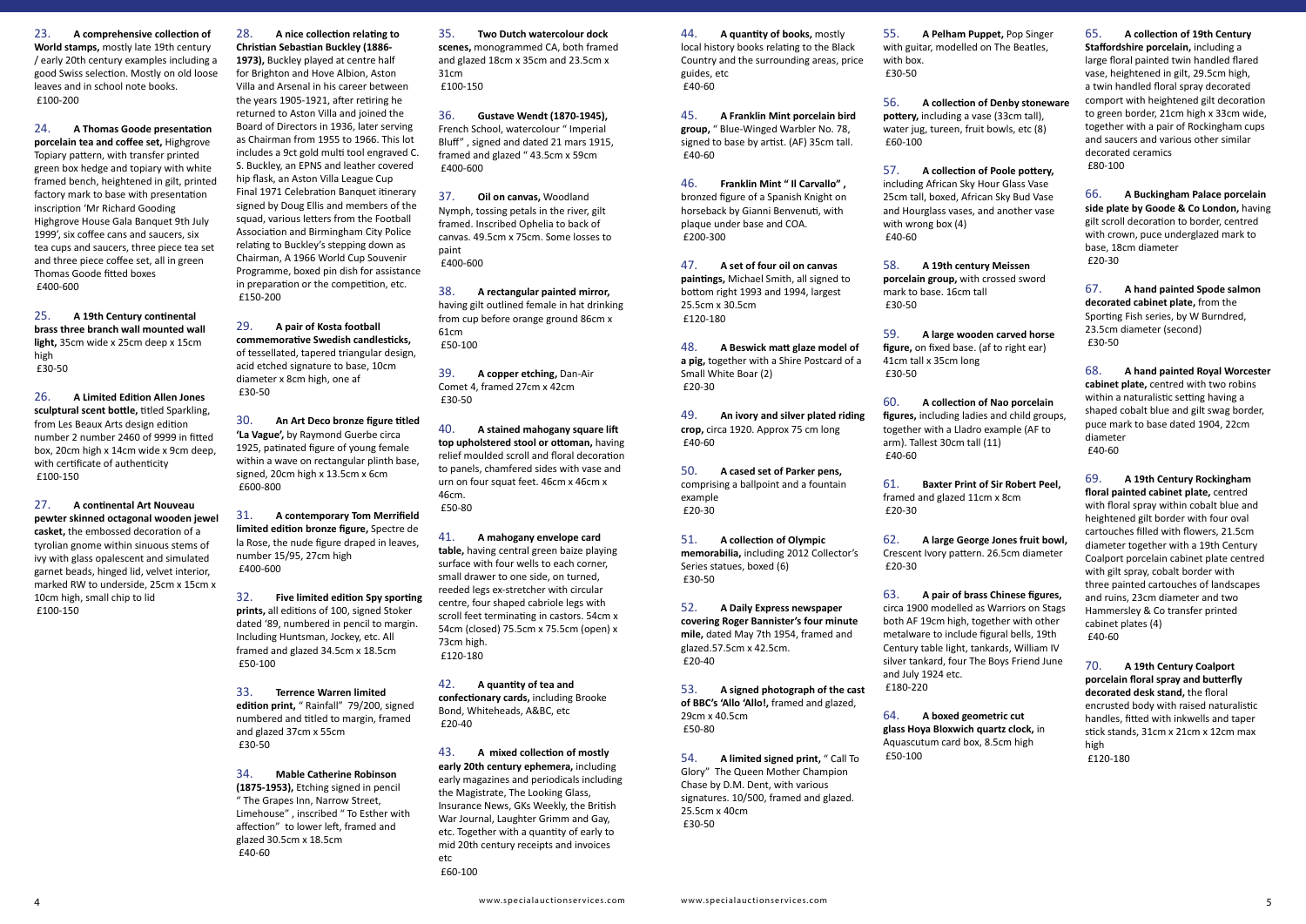23. **A comprehensive collection of World stamps,** mostly late 19th century / early 20th century examples including a good Swiss selection. Mostly on old loose leaves and in school note books.
£100-200

24. **A Thomas Goode presentation porcelain tea and coffee set,** Highgrove Topiary pattern, with transfer printed green box hedge and topiary with white framed bench, heightened in gilt, printed factory mark to base with presentation inscription 'Mr Richard Gooding Highgrove House Gala Banquet 9th July 1999', six coffee cans and saucers, six tea cups and saucers, three piece tea set and three piece coffee set, all in green Thomas Goode fitted boxes
£400-600

25. **A 19th Century continental brass three branch wall mounted wall light,** 35cm wide x 25cm deep x 15cm high
£30-50

26. **A Limited Edition Allen Jones sculptural scent bottle,** titled Sparkling, from Les Beaux Arts design edition number 2 number 2460 of 9999 in fitted box, 20cm high x 14cm wide x 9cm deep, with certificate of authenticity
£100-150

27. **A continental Art Nouveau pewter skinned octagonal wooden jewel casket,** the embossed decoration of a tyrolian gnome within sinuous stems of ivy with glass opalescent and simulated garnet beads, hinged lid, velvet interior, marked RW to underside, 25cm x 15cm x 10cm high, small chip to lid
£100-150

28. **A nice collection relating to Christian Sebastian Buckley (1886-1973),** Buckley played at centre half for Brighton and Hove Albion, Aston Villa and Arsenal in his career between the years 1905-1921, after retiring he returned to Aston Villa and joined the Board of Directors in 1936, later serving as Chairman from 1955 to 1966. This lot includes a 9ct gold multi tool engraved C. S. Buckley, an EPNS and leather covered hip flask, an Aston Villa League Cup Final 1971 Celebration Banquet itinerary signed by Doug Ellis and members of the squad, various letters from the Football Association and Birmingham City Police relating to Buckley's stepping down as Chairman, A 1966 World Cup Souvenir Programme, boxed pin dish for assistance in preparation or the competition, etc.
£150-200

29. **A pair of Kosta football commemorative Swedish candlesticks,** of tessellated, tapered triangular design, acid etched signature to base, 10cm diameter x 8cm high, one af
£30-50

30. **An Art Deco bronze figure titled 'La Vague',** by Raymond Guerbe circa 1925, patinated figure of young female within a wave on rectangular plinth base, signed, 20cm high x 13.5cm x 6cm
£600-800

31. **A contemporary Tom Merrifield limited edition bronze figure,** Spectre de la Rose, the nude figure draped in leaves, number 15/95, 27cm high
£400-600

32. **Five limited edition Spy sporting prints,** all editions of 100, signed Stoker dated '89, numbered in pencil to margin. Including Huntsman, Jockey, etc. All framed and glazed 34.5cm x 18.5cm
£50-100

33. **Terrence Warren limited edition print,** " Rainfall" 79/200, signed numbered and titled to margin, framed and glazed 37cm x 55cm
£30-50

34. **Mable Catherine Robinson (1875-1953),** Etching signed in pencil " The Grapes Inn, Narrow Street, Limehouse" , inscribed " To Esther with affection" to lower left, framed and glazed 30.5cm x 18.5cm
£40-60

35. **Two Dutch watercolour dock scenes,** monogrammed CA, both framed and glazed 18cm x 35cm and 23.5cm x 31cm
£100-150

36. **Gustave Wendt (1870-1945),** French School, watercolour " Imperial Bluff" , signed and dated 21 mars 1915, framed and glazed " 43.5cm x 59cm
£400-600

37. **Oil on canvas,** Woodland Nymph, tossing petals in the river, gilt framed. Inscribed Ophelia to back of canvas. 49.5cm x 75cm. Some losses to paint
£400-600

38. **A rectangular painted mirror,** having gilt outlined female in hat drinking from cup before orange ground 86cm x 61cm
£50-100

39. **A copper etching,** Dan-Air Comet 4, framed 27cm x 42cm
£30-50

40. **A stained mahogany square lift top upholstered stool or ottoman,** having relief moulded scroll and floral decoration to panels, chamfered sides with vase and urn on four squat feet. 46cm x 46cm x 46cm.
£50-80

41. **A mahogany envelope card table,** having central green baize playing surface with four wells to each corner, small drawer to one side, on turned, reeded legs ex-stretcher with circular centre, four shaped cabriole legs with scroll feet terminating in castors. 54cm x 54cm (closed) 75.5cm x 75.5cm (open) x 73cm high.
£120-180

42. **A quantity of tea and confectionary cards,** including Brooke Bond, Whiteheads, A&BC, etc
£20-40

43. **A mixed collection of mostly early 20th century ephemera,** including early magazines and periodicals including the Magistrate, The Looking Glass, Insurance News, GKs Weekly, the British War Journal, Laughter Grimm and Gay, etc. Together with a quantity of early to mid 20th century receipts and invoices etc
£60-100

44. **A quantity of books,** mostly local history books relating to the Black Country and the surrounding areas, price guides, etc
£40-60

45. **A Franklin Mint porcelain bird group,** " Blue-Winged Warbler No. 78, signed to base by artist. (AF) 35cm tall.
£40-60

46. **Franklin Mint " Il Carvallo" ,** bronzed figure of a Spanish Knight on horseback by Gianni Benvenuti, with plaque under base and COA.
£200-300

47. **A set of four oil on canvas paintings,** Michael Smith, all signed to bottom right 1993 and 1994, largest 25.5cm x 30.5cm
£120-180

48. **A Beswick matt glaze model of a pig,** together with a Shire Postcard of a Small White Boar (2)
£20-30

49. **An ivory and silver plated riding crop,** circa 1920. Approx 75 cm long
£40-60

50. **A cased set of Parker pens,** comprising a ballpoint and a fountain example
£20-30

51. **A collection of Olympic memorabilia,** including 2012 Collector's Series statues, boxed (6)
£30-50

52. **A Daily Express newspaper covering Roger Bannister's four minute mile,** dated May 7th 1954, framed and glazed.57.5cm x 42.5cm.
£20-40

53. **A signed photograph of the cast of BBC's 'Allo 'Allo!,** framed and glazed, 29cm x 40.5cm
£50-80

54. **A limited signed print,** " Call To Glory" The Queen Mother Champion Chase by D.M. Dent, with various signatures. 10/500, framed and glazed. 25.5cm x 40cm
£30-50

55. **A Pelham Puppet,** Pop Singer with guitar, modelled on The Beatles, with box.
£30-50

56. **A collection of Denby stoneware pottery,** including a vase (33cm tall), water jug, tureen, fruit bowls, etc (8)
£60-100

57. **A collection of Poole pottery,** including African Sky Hour Glass Vase 25cm tall, boxed, African Sky Bud Vase and Hourglass vases, and another vase with wrong box (4)
£40-60

58. **A 19th century Meissen porcelain group,** with crossed sword mark to base. 16cm tall
£30-50

59. **A large wooden carved horse figure,** on fixed base. (af to right ear) 41cm tall x 35cm long
£30-50

60. **A collection of Nao porcelain figures,** including ladies and child groups, together with a Lladro example (AF to arm). Tallest 30cm tall (11)
£40-60

61. **Baxter Print of Sir Robert Peel,** framed and glazed 11cm x 8cm
£20-30

62. **A large George Jones fruit bowl,** Crescent Ivory pattern. 26.5cm diameter
£20-30

63. **A pair of brass Chinese figures,** circa 1900 modelled as Warriors on Stags both AF 19cm high, together with other metalware to include figural bells, 19th Century table light, tankards, William IV silver tankard, four The Boys Friend June and July 1924 etc.
£180-220

64. **A boxed geometric cut glass Hoya Bloxwich quartz clock,** in Aquascutum card box, 8.5cm high
£50-100

65. **A collection of 19th Century Staffordshire porcelain,** including a large floral painted twin handled flared vase, heightened in gilt, 29.5cm high, a twin handled floral spray decorated comport with heightened gilt decoration to green border, 21cm high x 33cm wide, together with a pair of Rockingham cups and saucers and various other similar decorated ceramics
£80-100

66. **A Buckingham Palace porcelain side plate by Goode & Co London,** having gilt scroll decoration to border, centred with crown, puce underglaed mark to base, 18cm diameter
£20-30

67. **A hand painted Spode salmon decorated cabinet plate,** from the Sporting Fish series, by W Burndred, 23.5cm diameter (second)
£30-50

68. **A hand painted Royal Worcester cabinet plate,** centred with two robins within a naturalistic setting having a shaped cobalt blue and gilt swag border, puce mark to base dated 1904, 22cm diameter
£40-60

69. **A 19th Century Rockingham floral painted cabinet plate,** centred with floral spray within cobalt blue and heightened gilt border with four oval cartouches filled with flowers, 21.5cm diameter together with a 19th Century Coalport porcelain cabinet plate centred with gilt spray, cobalt border with three painted cartouches of landscapes and ruins, 23cm diameter and two Hammersley & Co transfer printed cabinet plates (4)
£40-60

70. **A 19th Century Coalport porcelain floral spray and butterfly decorated desk stand,** the floral encrusted body with raised naturalistic handles, fitted with inkwells and taper stick stands, 31cm x 21cm x 12cm max high
£120-180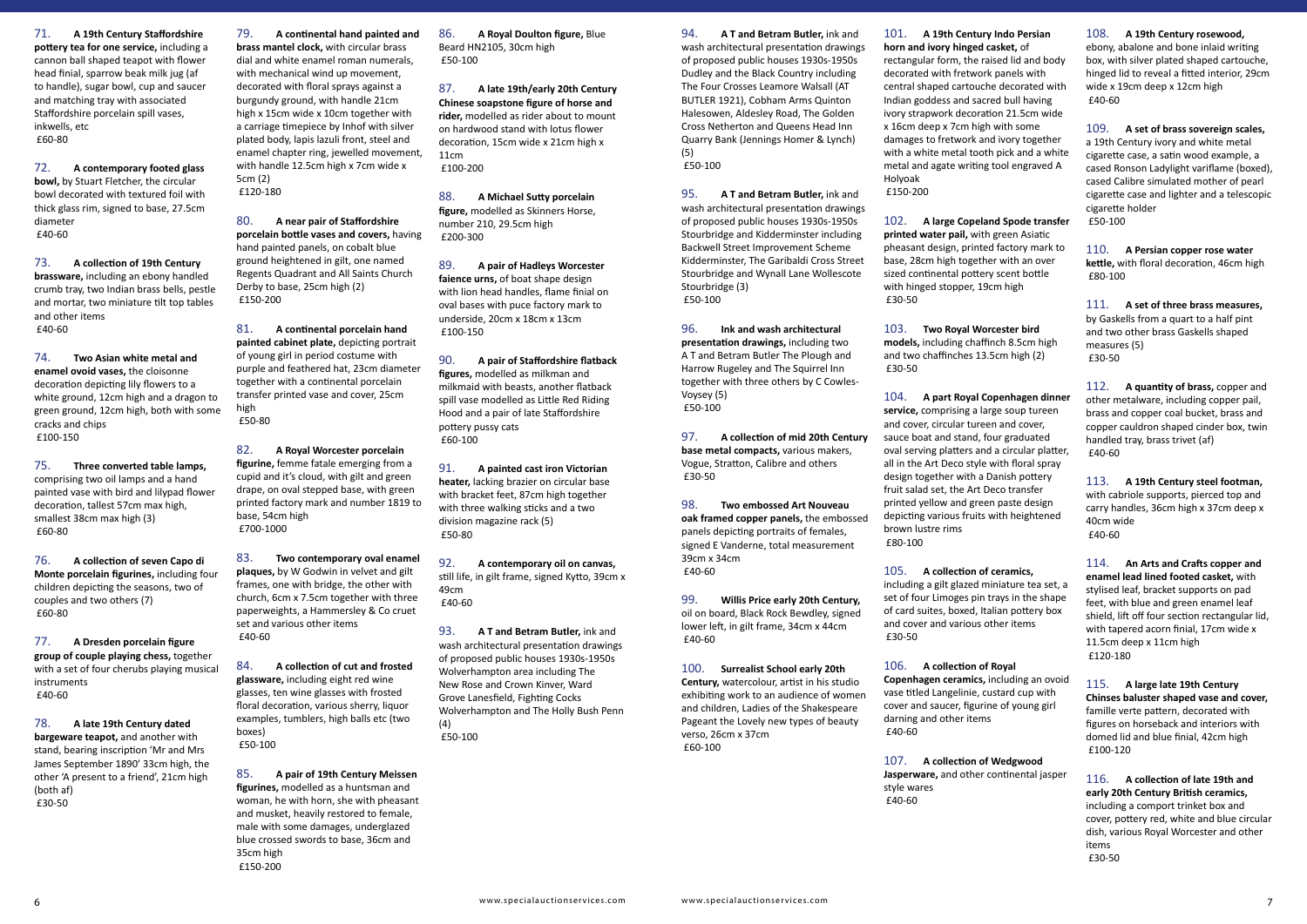71. **A 19th Century Staffordshire pottery tea for one service,** including a cannon ball shaped teapot with flower head finial, sparrow beak milk jug (af to handle), sugar bowl, cup and saucer and matching tray with associated Staffordshire porcelain spill vases, inkwells, etc
£60-80

72. **A contemporary footed glass bowl,** by Stuart Fletcher, the circular bowl decorated with textured foil with thick glass rim, signed to base, 27.5cm diameter
£40-60

73. **A collection of 19th Century brassware,** including an ebony handled crumb tray, two Indian brass bells, pestle and mortar, two miniature tilt top tables and other items
£40-60

74. **Two Asian white metal and enamel ovoid vases,** the cloisonne decoration depicting lily flowers to a white ground, 12cm high and a dragon to green ground, 12cm high, both with some cracks and chips
£100-150

75. **Three converted table lamps,** comprising two oil lamps and a hand painted vase with bird and lilypad flower decoration, tallest 57cm max high, smallest 38cm max high (3)
£60-80

76. **A collection of seven Capo di Monte porcelain figurines,** including four children depicting the seasons, two of couples and two others (7)
£60-80

77. **A Dresden porcelain figure group of couple playing chess,** together with a set of four cherubs playing musical instruments
£40-60

78. **A late 19th Century dated bargeware teapot,** and another with stand, bearing inscription 'Mr and Mrs James September 1890' 33cm high, the other 'A present to a friend', 21cm high (both af)
£30-50

79. **A continental hand painted and brass mantel clock,** with circular brass dial and white enamel roman numerals, with mechanical wind up movement, decorated with floral sprays against a burgundy ground, with handle 21cm high x 15cm wide x 10cm together with a carriage timepiece by Inhof with silver plated body, lapis lazuli front, steel and enamel chapter ring, jewelled movement, with handle 12.5cm high x 7cm wide x 5cm (2)
£120-180

80. **A near pair of Staffordshire porcelain bottle vases and covers,** having hand painted panels, on cobalt blue ground heightened in gilt, one named Regents Quadrant and All Saints Church Derby to base, 25cm high (2)
£150-200

81. **A continental porcelain hand painted cabinet plate,** depicting portrait of young girl in period costume with purple and feathered hat, 23cm diameter together with a continental porcelain transfer printed vase and cover, 25cm high
£50-80

82. **A Royal Worcester porcelain figurine,** femme fatale emerging from a cupid and it's cloud, with gilt and green drape, on oval stepped base, with green printed factory mark and number 1819 to base, 54cm high
£700-1000

83. **Two contemporary oval enamel plaques,** by W Godwin in velvet and gilt frames, one with bridge, the other with church, 6cm x 7.5cm together with three paperweights, a Hammersley & Co cruet set and various other items
£40-60

84. **A collection of cut and frosted glassware,** including eight red wine glasses, ten wine glasses with frosted floral decoration, various sherry, liquor examples, tumblers, high balls etc (two boxes)
£50-100

85. **A pair of 19th Century Meissen figurines,** modelled as a huntsman and woman, he with horn, she with pheasant and musket, heavily restored to female, male with some damages, underglazed blue crossed swords to base, 36cm and 35cm high
£150-200

86. **A Royal Doulton figure,** Blue Beard HN2105, 30cm high
£50-100

87. **A late 19th/early 20th Century Chinese soapstone figure of horse and rider,** modelled as rider about to mount on hardwood stand with lotus flower decoration, 15cm wide x 21cm high x 11cm
£100-200

88. **A Michael Sutty porcelain figure,** modelled as Skinners Horse, number 210, 29.5cm high
£200-300

89. **A pair of Hadleys Worcester faience urns,** of boat shape design with lion head handles, flame finial on oval bases with puce factory mark to underside, 20cm x 18cm x 13cm
£100-150

90. **A pair of Staffordshire flatback figures,** modelled as milkman and milkmaid with beasts, another flatback spill vase modelled as Little Red Riding Hood and a pair of late Staffordshire pottery pussy cats
£60-100

91. **A painted cast iron Victorian heater,** lacking brazier on circular base with bracket feet, 87cm high together with three walking sticks and a two division magazine rack (5)
£50-80

92. **A contemporary oil on canvas,** still life, in gilt frame, signed Kytto, 39cm x 49cm
£40-60

93. **A T and Betram Butler,** ink and wash architectural presentation drawings of proposed public houses 1930s-1950s Wolverhampton area including The New Rose and Crown Kinver, Ward Grove Lanesfield, Fighting Cocks Wolverhampton and The Holly Bush Penn (4)
£50-100

94. **A T and Betram Butler,** ink and wash architectural presentation drawings of proposed public houses 1930s-1950s Dudley and the Black Country including The Four Crosses Leamore Walsall (AT BUTLER 1921), Cobham Arms Quinton Halesowen, Aldesley Road, The Golden Cross Netherton and Queens Head Inn Quarry Bank (Jennings Homer & Lynch) (5)
£50-100

95. **A T and Betram Butler,** ink and wash architectural presentation drawings of proposed public houses 1930s-1950s Stourbridge and Kidderminster including Backwell Street Improvement Scheme Kidderminster, The Garibaldi Cross Street Stourbridge and Wynall Lane Wollescote Stourbridge (3)
£50-100

96. **Ink and wash architectural presentation drawings,** including two A T and Betram Butler The Plough and Harrow Rugeley and The Squirrel Inn together with three others by C Cowles-Voysey (5)
£50-100

97. **A collection of mid 20th Century base metal compacts,** various makers, Vogue, Stratton, Calibre and others
£30-50

98. **Two embossed Art Nouveau oak framed copper panels,** the embossed panels depicting portraits of females, signed E Vanderne, total measurement 39cm x 34cm
£40-60

99. **Willis Price early 20th Century,** oil on board, Black Rock Bewdley, signed lower left, in gilt frame, 34cm x 44cm
£40-60

100. **Surrealist School early 20th Century,** watercolour, artist in his studio exhibiting work to an audience of women and children, Ladies of the Shakespeare Pageant the Lovely new types of beauty verso, 26cm x 37cm
£60-100

101. **A 19th Century Indo Persian horn and ivory hinged casket,** of rectangular form, the raised lid and body decorated with fretwork panels with central shaped cartouche decorated with Indian goddess and sacred bull having ivory strapwork decoration 21.5cm wide x 16cm deep x 7cm high with some damages to fretwork and ivory together with a white metal tooth pick and a white metal and agate writing tool engraved A Holyoak
£150-200

102. **A large Copeland Spode transfer printed water pail,** with green Asiatic pheasant design, printed factory mark to base, 28cm high together with an over sized continental pottery scent bottle with hinged stopper, 19cm high
£30-50

103. **Two Royal Worcester bird models,** including chaffinch 8.5cm high and two chaffinches 13.5cm high (2)
£30-50

104. **A part Royal Copenhagen dinner service,** comprising a large soup tureen and cover, circular tureen and cover, sauce boat and stand, four graduated oval serving platters and a circular platter, all in the Art Deco style with floral spray design together with a Danish pottery fruit salad set, the Art Deco transfer printed yellow and green paste design depicting various fruits with heightened brown lustre rims
£80-100

105. **A collection of ceramics,** including a gilt glazed miniature tea set, a set of four Limoges pin trays in the shape of card suites, boxed, Italian pottery box and cover and various other items
£30-50

106. **A collection of Royal Copenhagen ceramics,** including an ovoid vase titled Langelinie, custard cup with cover and saucer, figurine of young girl darning and other items
£40-60

107. **A collection of Wedgwood Jasperware,** and other continental jasper style wares
£40-60

108. **A 19th Century rosewood,** ebony, abalone and bone inlaid writing box, with silver plated shaped cartouche, hinged lid to reveal a fitted interior, 29cm wide x 19cm deep x 12cm high
£40-60

109. **A set of brass sovereign scales,** a 19th Century ivory and white metal cigarette case, a satin wood example, a cased Ronson Ladylight variflame (boxed), cased Calibre simulated mother of pearl cigarette case and lighter and a telescopic cigarette holder
£50-100

110. **A Persian copper rose water kettle,** with floral decoration, 46cm high
£80-100

111. **A set of three brass measures,** by Gaskells from a quart to a half pint and two other brass Gaskells shaped measures (5)
£30-50

112. **A quantity of brass,** copper and other metalware, including copper pail, brass and copper coal bucket, brass and copper cauldron shaped cinder box, twin handled tray, brass trivet (af)
£40-60

113. **A 19th Century steel footman,** with cabriole supports, pierced top and carry handles, 36cm high x 37cm deep x 40cm wide
£40-60

114. **An Arts and Crafts copper and enamel lead lined footed casket,** with stylised leaf, bracket supports on pad feet, with blue and green enamel leaf shield, lift off four section rectangular lid, with tapered acorn finial, 17cm wide x 11.5cm deep x 11cm high
£120-180

115. **A large late 19th Century Chinses baluster shaped vase and cover,** famille verte pattern, decorated with figures on horseback and interiors with domed lid and blue finial, 42cm high
£100-120

116. **A collection of late 19th and early 20th Century British ceramics,** including a comport trinket box and cover, pottery red, white and blue circular dish, various Royal Worcester and other items
£30-50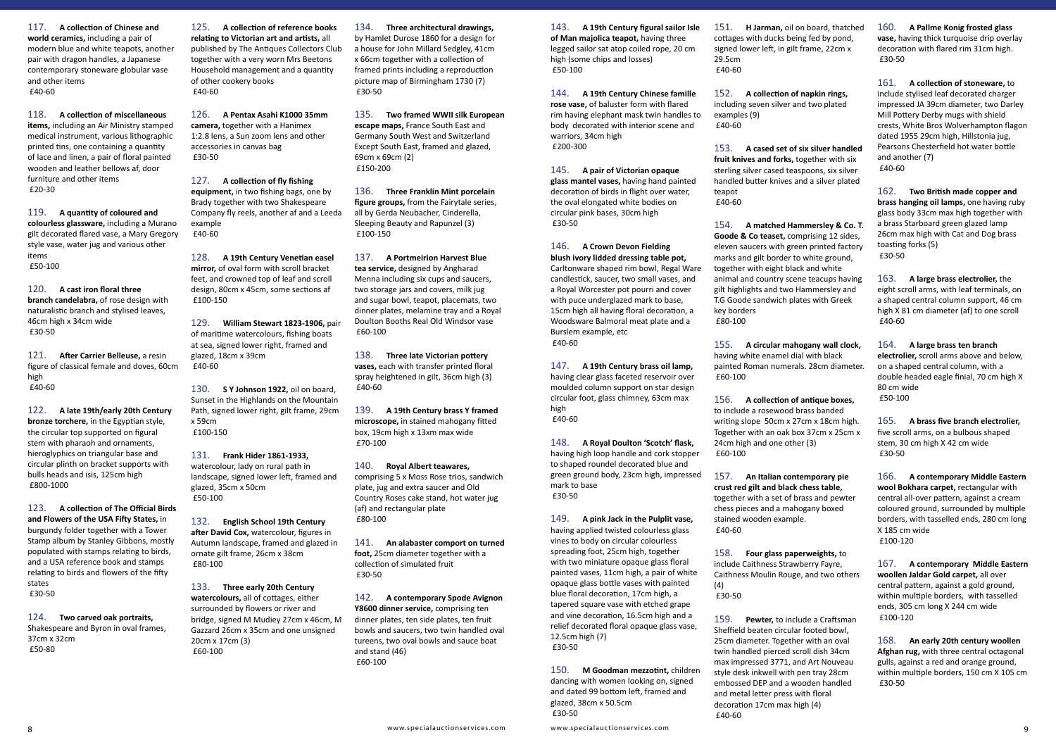117. **A collection of Chinese and world ceramics,** including a pair of modern blue and white teapots, another pair with dragon handles, a Japanese contemporary stoneware globular vase and other items
£40-60

118. **A collection of miscellaneous items,** including an Air Ministry stamped medical instrument, various lithographic printed tins, one containing a quantity of lace and linen, a pair of floral painted wooden and leather bellows af, door furniture and other items
£20-30

119. **A quantity of coloured and colourless glassware,** including a Murano gilt decorated flared vase, a Mary Gregory style vase, water jug and various other items
£50-100

120. **A cast iron floral three branch candelabra,** of rose design with naturalistic branch and stylised leaves, 46cm high x 34cm wide
£30-50

121. **After Carrier Belleuse,** a resin figure of classical female and doves, 60cm high
£40-60

122. **A late 19th/early 20th Century bronze torchere,** in the Egyptian style, the circular top supported on figural stem with pharaoh and ornaments, hieroglyphics on triangular base and circular plinth on bracket supports with bulls heads and isis, 125cm high
£800-1000

123. **A collection of The Official Birds and Flowers of the USA Fifty States,** in burgundy folder together with a Tower Stamp album by Stanley Gibbons, mostly populated with stamps relating to birds, and a USA reference book and stamps relating to birds and flowers of the fifty states
£30-50

124. **Two carved oak portraits,** Shakespeare and Byron in oval frames, 37cm x 32cm
£50-80

125. **A collection of reference books relating to Victorian art and artists,** all published by The Antiques Collectors Club together with a very worn Mrs Beetons Household management and a quantity of other cookery books
£40-60

126. **A Pentax Asahi K1000 35mm camera,** together with a Hanimex 1:2.8 lens, a Sun zoom lens and other accessories in canvas bag
£30-50

127. **A collection of fly fishing equipment,** in two fishing bags, one by Brady together with two Shakespeare Company fly reels, another af and a Leeda example
£40-60

128. **A 19th Century Venetian easel mirror,** of oval form with scroll bracket feet, and crowned top of leaf and scroll design, 80cm x 45cm, some sections af
£100-150

129. **William Stewart 1823-1906,** pair of maritime watercolours, fishing boats at sea, signed lower right, framed and glazed, 18cm x 39cm
£40-60

130. **S Y Johnson 1922,** oil on board, Sunset in the Highlands on the Mountain Path, signed lower right, gilt frame, 29cm x 59cm
£100-150

131. **Frank Hider 1861-1933,** watercolour, lady on rural path in landscape, signed lower left, framed and glazed, 35cm x 50cm
£50-100

132. **English School 19th Century after David Cox,** watercolour, figures in Autumn landscape, framed and glazed in ornate gilt frame, 26cm x 38cm
£80-100

133. **Three early 20th Century watercolours,** all of cottages, either surrounded by flowers or river and bridge, signed M Mudiey 27cm x 46cm, M Gazzard 26cm x 35cm and one unsigned 20cm x 17cm (3)
£60-100

134. **Three architectural drawings,** by Hamlet Durose 1860 for a design for a house for John Millard Sedgley, 41cm x 66cm together with a collection of framed prints including a reproduction picture map of Birmingham 1730 (7)
£30-50

135. **Two framed WWII silk European escape maps,** France South East and Germany South West and Switzerland Except South East, framed and glazed, 69cm x 69cm (2)
£150-200

136. **Three Franklin Mint porcelain figure groups,** from the Fairytale series, all by Gerda Neubacher, Cinderella, Sleeping Beauty and Rapunzel (3)
£100-150

137. **A Portmeirion Harvest Blue tea service,** designed by Angharad Menna including six cups and saucers, two storage jars and covers, milk jug and sugar bowl, teapot, placemats, two dinner plates, melamine tray and a Royal Doulton Booths Real Old Windsor vase
£60-100

138. **Three late Victorian pottery vases,** each with transfer printed floral spray heightened in gilt, 36cm high (3)
£40-60

139. **A 19th Century brass Y framed microscope,** in stained mahogany fitted box, 19cm high x 13xm max wide
£70-100

140. **Royal Albert teawares,** comprising 5 x Moss Rose trios, sandwich plate, jug and extra saucer and Old Country Roses cake stand, hot water jug (af) and rectangular plate
£80-100

141. **An alabaster comport on turned foot,** 25cm diameter together with a collection of simulated fruit
£30-50

142. **A contemporary Spode Avignon Y8600 dinner service,** comprising ten dinner plates, ten side plates, ten fruit bowls and saucers, two twin handled oval tureens, two oval bowls and sauce boat and stand (46)
£60-100

143. **A 19th Century figural sailor Isle of Man majolica teapot,** having three legged sailor sat atop coiled rope, 20 cm high (some chips and losses)
£50-100

144. **A 19th Century Chinese famille rose vase,** of baluster form with flared rim having elephant mask twin handles to body decorated with interior scene and warriors, 34cm high
£200-300

145. **A pair of Victorian opaque glass mantel vases,** having hand painted decoration of birds in flight over water, the oval elongated white bodies on circular pink bases, 30cm high
£30-50

146. **A Crown Devon Fielding blush ivory lidded dressing table pot,** Carltonware shaped rim bowl, Regal Ware candlestick, saucer, two small vases, and a Royal Worcester pot pourri and cover with puce underglazed mark to base, 15cm high all having floral decoration, a Woodsware Balmoral meat plate and a Burslem example, etc
£40-60

147. **A 19th Century brass oil lamp,** having clear glass faceted reservoir over moulded column support on star design circular foot, glass chimney, 63cm max high
£40-60

148. **A Royal Doulton 'Scotch' flask,** having high loop handle and cork stopper to shaped roundel decorated blue and green ground body, 23cm high, impressed mark to base
£30-50

149. **A pink Jack in the Pulpit vase,** having applied twisted colourless glass vines to body on circular colourless spreading foot, 25cm high, together with two miniature opaque glass floral painted vases, 11cm high, a pair of white opaque glass bottle vases with painted blue floral decoration, 17cm high, a tapered square vase with etched grape and vine decoration, 16.5cm high and a relief decorated floral opaque glass vase, 12.5cm high (7)
£30-50

150. **M Goodman mezzotint,** children dancing with women looking on, signed and dated 99 bottom left, framed and glazed, 38cm x 50.5cm
£30-50

151. **H Jarman,** oil on board, thatched cottages with ducks being fed by pond, signed lower left, in gilt frame, 22cm x 29.5cm
£40-60

152. **A collection of napkin rings,** including seven silver and two plated examples (9)
£40-60

153. **A cased set of six silver handled fruit knives and forks,** together with six sterling silver cased teaspoons, six silver handled butter knives and a silver plated teapot
£40-60

154. **A matched Hammersley & Co. T. Goode & Co teaset,** comprising 12 sides, eleven saucers with green printed factory marks and gilt border to white ground, together with eight black and white animal and country scene teacups having gilt highlights and two Hammersley and T.G Goode sandwich plates with Greek key borders
£80-100

155. **A circular mahogany wall clock,** having white enamel dial with black painted Roman numerals. 28cm diameter.
£60-100

156. **A collection of antique boxes,** to include a rosewood brass banded writing slope 50cm x 27cm x 18cm high. Together with an oak box 37cm x 25cm x 24cm high and one other (3)
£60-100

157. **An Italian contemporary pie crust red gilt and black chess table,** together with a set of brass and pewter chess pieces and a mahogany boxed stained wooden example.
£40-60

158. **Four glass paperweights,** to include Caithness Strawberry Fayre, Caithness Moulin Rouge, and two others (4)
£30-50

159. **Pewter,** to include a Craftsman Sheffield beaten circular footed bowl, 25cm diameter. Together with an oval twin handled pierced scroll dish 34cm max impressed 3771, and Art Nouveau style desk inkwell with pen tray 28cm embossed DEP and a wooden handled and metal letter press with floral decoration 17cm max high (4)
£40-60

160. **A Pallme Konig frosted glass vase,** having thick turquoise drip overlay decoration with flared rim 31cm high.
£30-50

161. **A collection of stoneware,** to include stylised leaf decorated charger impressed JA 39cm diameter, two Darley Mill Pottery Derby mugs with shield crests, White Bros Wolverhampton flagon dated 1955 29cm high, Hillstonia jug, Pearsons Chesterfield hot water bottle and another (7)
£40-60

162. **Two British made copper and brass hanging oil lamps,** one having ruby glass body 33cm max high together with a brass Starboard green glazed lamp 26cm max high with Cat and Dog brass toasting forks (5)
£30-50

163. **A large brass electrolier,** the eight scroll arms, with leaf terminals, on a shaped central column support, 46 cm high X 81 cm diameter (af) to one scroll
£40-60

164. **A large brass ten branch electrolier,** scroll arms above and below, on a shaped central column, with a double headed eagle finial, 70 cm high X 80 cm wide
£50-100

165. **A brass five branch electrolier,** five scroll arms, on a bulbous shaped stem, 30 cm high X 42 cm wide
£30-50

166. **A contemporary Middle Eastern wool Bokhara carpet,** rectangular with central all-over pattern, against a cream coloured ground, surrounded by multiple borders, with tasselled ends, 280 cm long X 185 cm wide
£100-120

167. **A contemporary Middle Eastern woollen Jaldar Gold carpet,** all over central pattern, against a gold ground, within multiple borders, with tasselled ends, 305 cm long X 244 cm wide
£100-120

168. **An early 20th century woollen Afghan rug,** with three central octagonal gulls, against a red and orange ground, within multiple borders, 150 cm X 105 cm
£30-50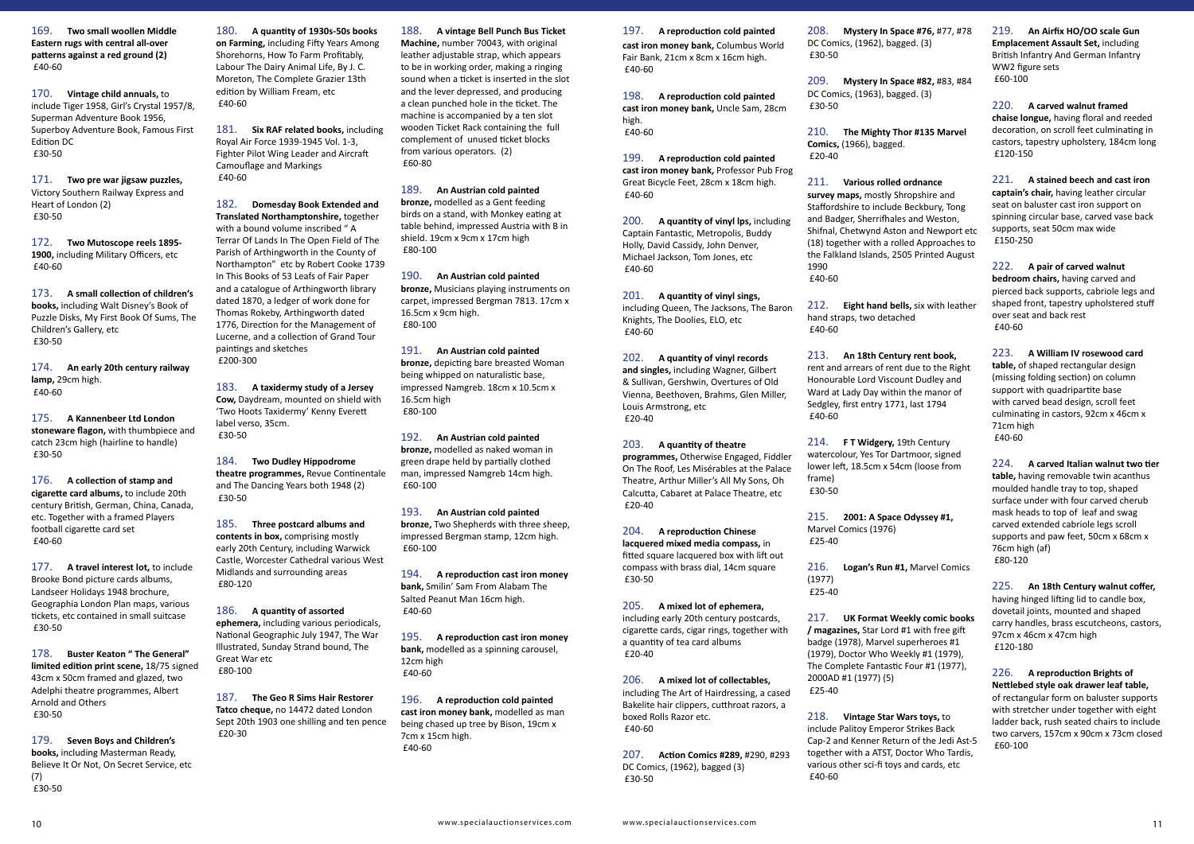169. **Two small woollen Middle Eastern rugs with central all-over patterns against a red ground (2)**
£40-60

170. **Vintage child annuals,** to include Tiger 1958, Girl's Crystal 1957/8, Superman Adventure Book 1956, Superboy Adventure Book, Famous First Edition DC
£30-50

171. **Two pre war jigsaw puzzles,** Victory Southern Railway Express and Heart of London (2)
£30-50

172. **Two Mutoscope reels 1895-1900,** including Military Officers, etc
£40-60

173. **A small collection of children's books,** including Walt Disney's Book of Puzzle Disks, My First Book Of Sums, The Children's Gallery, etc
£30-50

174. **An early 20th century railway lamp,** 29cm high.
£40-60

175. **A Kannenbeer Ltd London stoneware flagon,** with thumbpiece and catch 23cm high (hairline to handle)
£30-50

176. **A collection of stamp and cigarette card albums,** to include 20th century British, German, China, Canada, etc. Together with a framed Players football cigarette card set
£40-60

177. **A travel interest lot,** to include Brooke Bond picture cards albums, Landseer Holidays 1948 brochure, Geographia London Plan maps, various tickets, etc contained in small suitcase
£30-50

178. **Buster Keaton " The General" limited edition print scene,** 18/75 signed 43cm x 50cm framed and glazed, two Adelphi theatre programmes, Albert Arnold and Others
£30-50

179. **Seven Boys and Children's books,** including Masterman Ready, Believe It Or Not, On Secret Service, etc (7)
£30-50

180. **A quantity of 1930s-50s books on Farming,** including Fifty Years Among Shorehorns, How To Farm Profitably, Labour The Dairy Animal Life, By J. C. Moreton, The Complete Grazier 13th edition by William Fream, etc
£40-60

181. **Six RAF related books,** including Royal Air Force 1939-1945 Vol. 1-3, Fighter Pilot Wing Leader and Aircraft Camouflage and Markings
£40-60

182. **Domesday Book Extended and Translated Northamptonshire,** together with a bound volume inscribed " A Terrar Of Lands In The Open Field of The Parish of Arthingworth in the County of Northampton" etc by Robert Cooke 1739 In This Books of 53 Leafs of Fair Paper and a catalogue of Arthingworth library dated 1870, a ledger of work done for Thomas Rokeby, Arthingworth dated 1776, Direction for the Management of Lucerne, and a collection of Grand Tour paintings and sketches
£200-300

183. **A taxidermy study of a Jersey Cow,** Daydream, mounted on shield with 'Two Hoots Taxidermy' Kenny Everett label verso, 35cm.
£30-50

184. **Two Dudley Hippodrome theatre programmes,** Revue Continentale and The Dancing Years both 1948 (2)
£30-50

185. **Three postcard albums and contents in box,** comprising mostly early 20th Century, including Warwick Castle, Worcester Cathedral various West Midlands and surrounding areas
£80-120

186. **A quantity of assorted ephemera,** including various periodicals, National Geographic July 1947, The War Illustrated, Sunday Strand bound, The Great War etc
£80-100

187. **The Geo R Sims Hair Restorer Tatco cheque,** no 14472 dated London Sept 20th 1903 one shilling and ten pence
£20-30

188. **A vintage Bell Punch Bus Ticket Machine,** number 70043, with original leather adjustable strap, which appears to be in working order, making a ringing sound when a ticket is inserted in the slot and the lever depressed, and producing a clean punched hole in the ticket. The machine is accompanied by a ten slot wooden Ticket Rack containing the full complement of unused ticket blocks from various operators. (2)
£60-80

189. **An Austrian cold painted bronze,** modelled as a Gent feeding birds on a stand, with Monkey eating at table behind, impressed Austria with B in shield. 19cm x 9cm x 17cm high
£80-100

190. **An Austrian cold painted bronze,** Musicians playing instruments on carpet, impressed Bergman 7813. 17cm x 16.5cm x 9cm high.
£80-100

191. **An Austrian cold painted bronze,** depicting bare breasted Woman being whipped on naturalistic base, impressed Namgreb. 18cm x 10.5cm x 16.5cm high
£80-100

192. **An Austrian cold painted bronze,** modelled as naked woman in green drape held by partially clothed man, impressed Namgreb 14cm high.
£60-100

193. **An Austrian cold painted bronze,** Two Shepherds with three sheep, impressed Bergman stamp, 12cm high.
£60-100

194. **A reproduction cast iron money bank,** Smilin' Sam From Alabam The Salted Peanut Man 16cm high.
£40-60

195. **A reproduction cast iron money bank,** modelled as a spinning carousel, 12cm high
£40-60

196. **A reproduction cold painted cast iron money bank,** modelled as man being chased up tree by Bison, 19cm x 7cm x 15cm high.
£40-60

197. **A reproduction cold painted cast iron money bank,** Columbus World Fair Bank, 21cm x 8cm x 16cm high.
£40-60

198. **A reproduction cold painted cast iron money bank,** Uncle Sam, 28cm high.
£40-60

199. **A reproduction cold painted cast iron money bank,** Professor Pub Frog Great Bicycle Feet, 28cm x 18cm high.
£40-60

200. **A quantity of vinyl lps,** including Captain Fantastic, Metropolis, Buddy Holly, David Cassidy, John Denver, Michael Jackson, Tom Jones, etc
£40-60

201. **A quantity of vinyl sings,** including Queen, The Jacksons, The Baron Knights, The Doolies, ELO, etc
£40-60

202. **A quantity of vinyl records and singles,** including Wagner, Gilbert & Sullivan, Gershwin, Overtures of Old Vienna, Beethoven, Brahms, Glen Miller, Louis Armstrong, etc
£20-40

203. **A quantity of theatre programmes,** Otherwise Engaged, Fiddler On The Roof, Les Misérables at the Palace Theatre, Arthur Miller's All My Sons, Oh Calcutta, Cabaret at Palace Theatre, etc
£20-40

204. **A reproduction Chinese lacquered mixed media compass,** in fitted square lacquered box with lift out compass with brass dial, 14cm square
£30-50

205. **A mixed lot of ephemera,** including early 20th century postcards, cigarette cards, cigar rings, together with a quantity of tea card albums
£20-40

206. **A mixed lot of collectables,** including The Art of Hairdressing, a cased Bakelite hair clippers, cutthroat razors, a boxed Rolls Razor etc.
£40-60

207. **Action Comics #289,** #290, #293 DC Comics, (1962), bagged (3)
£30-50

208. **Mystery In Space #76,** #77, #78 DC Comics, (1962), bagged. (3)
£30-50

209. **Mystery In Space #82,** #83, #84 DC Comics, (1963), bagged. (3)
£30-50

210. **The Mighty Thor #135 Marvel Comics,** (1966), bagged.
£20-40

211. **Various rolled ordnance survey maps,** mostly Shropshire and Staffordshire to include Beckbury, Tong and Badger, Sherrifhales and Weston, Shifnal, Chetwynd Aston and Newport etc (18) together with a rolled Approaches to the Falkland Islands, 2505 Printed August 1990
£40-60

212. **Eight hand bells,** six with leather hand straps, two detached
£40-60

213. **An 18th Century rent book,** rent and arrears of rent due to the Right Honourable Lord Viscount Dudley and Ward at Lady Day within the manor of Sedgley, first entry 1771, last 1794
£40-60

214. **F T Widgery,** 19th Century watercolour, Yes Tor Dartmoor, signed lower left, 18.5cm x 54cm (loose from frame)
£30-50

215. **2001: A Space Odyssey #1,** Marvel Comics (1976)
£25-40

216. **Logan's Run #1,** Marvel Comics (1977)
£25-40

217. **UK Format Weekly comic books / magazines,** Star Lord #1 with free gift badge (1978), Marvel superheroes #1 (1979), Doctor Who Weekly #1 (1979), The Complete Fantastic Four #1 (1977), 2000AD #1 (1977) (5)
£25-40

218. **Vintage Star Wars toys,** to include Palitoy Emperor Strikes Back Cap-2 and Kenner Return of the Jedi Ast-5 together with a ATST, Doctor Who Tardis, various other sci-fi toys and cards, etc
£40-60

219. **An Airfix HO/OO scale Gun Emplacement Assault Set,** including British Infantry And German Infantry WW2 figure sets
£60-100

220. **A carved walnut framed chaise longue,** having floral and reeded decoration, on scroll feet culminating in castors, tapestry upholstery, 184cm long
£120-150

221. **A stained beech and cast iron captain's chair,** having leather circular seat on baluster cast iron support on spinning circular base, carved vase back supports, seat 50cm max wide
£150-250

222. **A pair of carved walnut bedroom chairs,** having carved and pierced back supports, cabriole legs and shaped front, tapestry upholstered stuff over seat and back rest
£40-60

223. **A William IV rosewood card table,** of shaped rectangular design (missing folding section) on column support with quadripartite base with carved bead design, scroll feet culminating in castors, 92cm x 46cm x 71cm high
£40-60

224. **A carved Italian walnut two tier table,** having removable twin acanthus moulded handle tray to top, shaped surface under with four carved cherub mask heads to top of leaf and swag carved extended cabriole legs scroll supports and paw feet, 50cm x 68cm x 76cm high (af)
£80-120

225. **An 18th Century walnut coffer,** having hinged lifting lid to candle box, dovetail joints, mounted and shaped carry handles, brass escutcheons, castors, 97cm x 46cm x 47cm high
£120-180

226. **A reproduction Brights of Nettlebed style oak drawer leaf table,** of rectangular form on baluster supports with stretcher under together with eight ladder back, rush seated chairs to include two carvers, 157cm x 90cm x 73cm closed
£60-100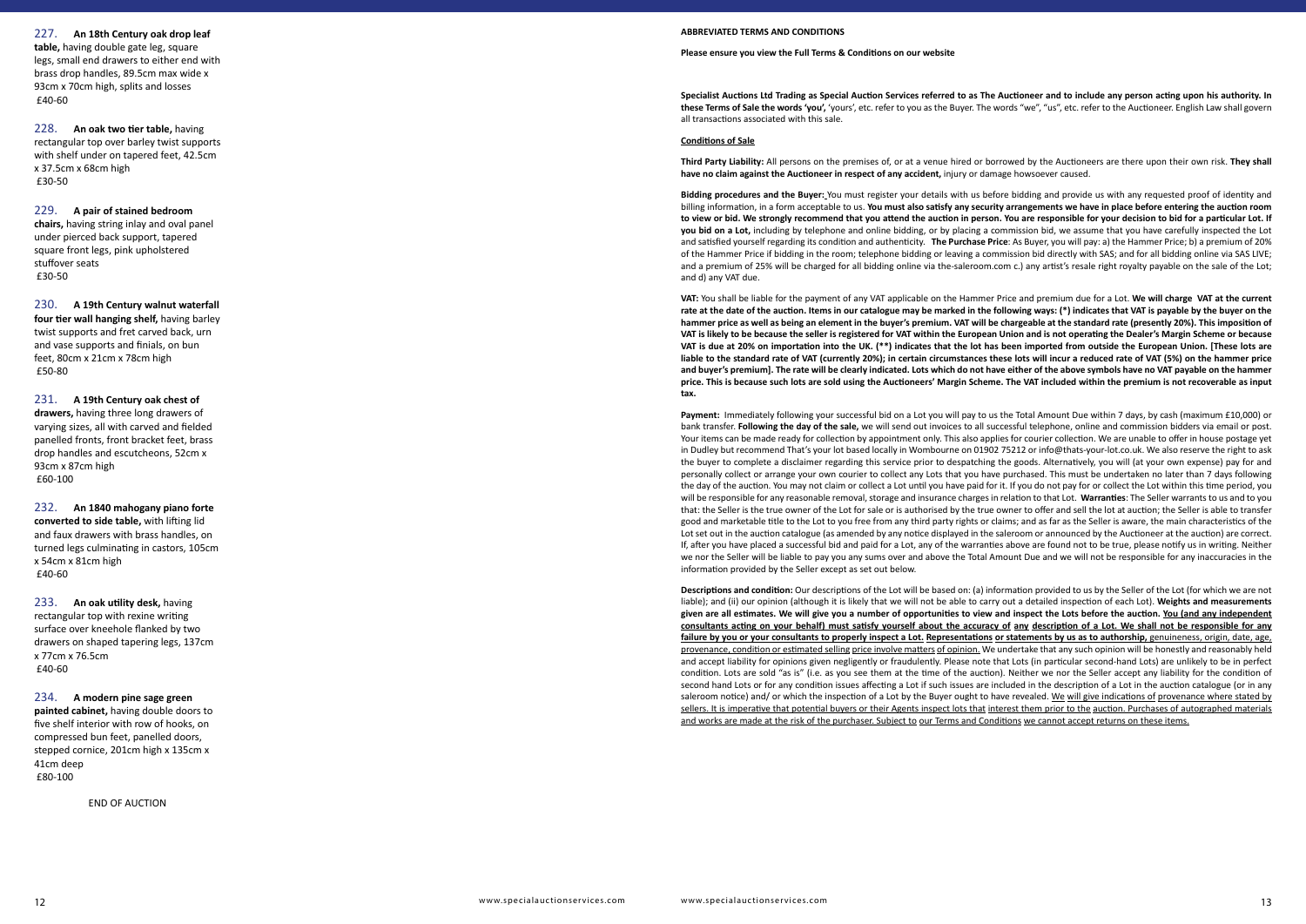227. **An 18th Century oak drop leaf table,** having double gate leg, square legs, small end drawers to either end with brass drop handles, 89.5cm max wide x 93cm x 70cm high, splits and losses
£40-60

228. **An oak two tier table,** having rectangular top over barley twist supports with shelf under on tapered feet, 42.5cm x 37.5cm x 68cm high
£30-50

229. **A pair of stained bedroom chairs,** having string inlay and oval panel under pierced back support, tapered square front legs, pink upholstered stuffover seats
£30-50

230. **A 19th Century walnut waterfall four tier wall hanging shelf,** having barley twist supports and fret carved back, urn and vase supports and finials, on bun feet, 80cm x 21cm x 78cm high
£50-80

231. **A 19th Century oak chest of drawers,** having three long drawers of varying sizes, all with carved and fielded panelled fronts, front bracket feet, brass drop handles and escutcheons, 52cm x 93cm x 87cm high
£60-100

232. **An 1840 mahogany piano forte converted to side table,** with lifting lid and faux drawers with brass handles, on turned legs culminating in castors, 105cm x 54cm x 81cm high
£40-60

233. **An oak utility desk,** having rectangular top with rexine writing surface over kneehole flanked by two drawers on shaped tapering legs, 137cm x 77cm x 76.5cm
£40-60

234. **A modern pine sage green painted cabinet,** having double doors to five shelf interior with row of hooks, on compressed bun feet, panelled doors, stepped cornice, 201cm high x 135cm x 41cm deep
£80-100

END OF AUCTION

**ABBREVIATED TERMS AND CONDITIONS**

**Please ensure you view the Full Terms & Conditions on our website**

**Specialist Auctions Ltd Trading as Special Auction Services referred to as The Auctioneer and to include any person acting upon his authority. In these Terms of Sale the words 'you',** 'yours', etc. refer to you as the Buyer. The words "we", "us", etc. refer to the Auctioneer. English Law shall govern all transactions associated with this sale.

**Conditions of Sale**

**Third Party Liability:** All persons on the premises of, or at a venue hired or borrowed by the Auctioneers are there upon their own risk. **They shall have no claim against the Auctioneer in respect of any accident,** injury or damage howsoever caused.

**Bidding procedures and the Buyer:** You must register your details with us before bidding and provide us with any requested proof of identity and billing information, in a form acceptable to us. **You must also satisfy any security arrangements we have in place before entering the auction room to view or bid. We strongly recommend that you attend the auction in person. You are responsible for your decision to bid for a particular Lot. If you bid on a Lot,** including by telephone and online bidding, or by placing a commission bid, we assume that you have carefully inspected the Lot and satisfied yourself regarding its condition and authenticity. **The Purchase Price**: As Buyer, you will pay: a) the Hammer Price; b) a premium of 20% of the Hammer Price if bidding in the room; telephone bidding or leaving a commission bid directly with SAS; and for all bidding online via SAS LIVE; and a premium of 25% will be charged for all bidding online via the-saleroom.com c.) any artist's resale right royalty payable on the sale of the Lot; and d) any VAT due.

**VAT:** You shall be liable for the payment of any VAT applicable on the Hammer Price and premium due for a Lot. **We will charge VAT at the current rate at the date of the auction. Items in our catalogue may be marked in the following ways: (*) indicates that VAT is payable by the buyer on the hammer price as well as being an element in the buyer's premium. VAT will be chargeable at the standard rate (presently 20%). This imposition of VAT is likely to be because the seller is registered for VAT within the European Union and is not operating the Dealer's Margin Scheme or because VAT is due at 20% on importation into the UK. (**) indicates that the lot has been imported from outside the European Union. [These lots are liable to the standard rate of VAT (currently 20%); in certain circumstances these lots will incur a reduced rate of VAT (5%) on the hammer price and buyer's premium]. The rate will be clearly indicated. Lots which do not have either of the above symbols have no VAT payable on the hammer price. This is because such lots are sold using the Auctioneers' Margin Scheme. The VAT included within the premium is not recoverable as input tax.**

**Payment:** Immediately following your successful bid on a Lot you will pay to us the Total Amount Due within 7 days, by cash (maximum £10,000) or bank transfer. **Following the day of the sale,** we will send out invoices to all successful telephone, online and commission bidders via email or post. Your items can be made ready for collection by appointment only. This also applies for courier collection. We are unable to offer in house postage yet in Dudley but recommend That's your lot based locally in Wombourne on 01902 75212 or info@thats-your-lot.co.uk. We also reserve the right to ask the buyer to complete a disclaimer regarding this service prior to despatching the goods. Alternatively, you will (at your own expense) pay for and personally collect or arrange your own courier to collect any Lots that you have purchased. This must be undertaken no later than 7 days following the day of the auction. You may not claim or collect a Lot until you have paid for it. If you do not pay for or collect the Lot within this time period, you will be responsible for any reasonable removal, storage and insurance charges in relation to that Lot. **Warranties**: The Seller warrants to us and to you that: the Seller is the true owner of the Lot for sale or is authorised by the true owner to offer and sell the lot at auction; the Seller is able to transfer good and marketable title to the Lot to you free from any third party rights or claims; and as far as the Seller is aware, the main characteristics of the Lot set out in the auction catalogue (as amended by any notice displayed in the saleroom or announced by the Auctioneer at the auction) are correct. If, after you have placed a successful bid and paid for a Lot, any of the warranties above are found not to be true, please notify us in writing. Neither we nor the Seller will be liable to pay you any sums over and above the Total Amount Due and we will not be responsible for any inaccuracies in the information provided by the Seller except as set out below.

**Descriptions and condition:** Our descriptions of the Lot will be based on: (a) information provided to us by the Seller of the Lot (for which we are not liable); and (ii) our opinion (although it is likely that we will not be able to carry out a detailed inspection of each Lot). **Weights and measurements given are all estimates. We will give you a number of opportunities to view and inspect the Lots before the auction. You (and any independent consultants acting on your behalf) must satisfy yourself about the accuracy of any description of a Lot. We shall not be responsible for any failure by you or your consultants to properly inspect a Lot. Representations or statements by us as to authorship,** genuineness, origin, date, age, provenance, condition or estimated selling price involve matters of opinion. We undertake that any such opinion will be honestly and reasonably held and accept liability for opinions given negligently or fraudulently. Please note that Lots (in particular second-hand Lots) are unlikely to be in perfect condition. Lots are sold "as is" (i.e. as you see them at the time of the auction). Neither we nor the Seller accept any liability for the condition of second hand Lots or for any condition issues affecting a Lot if such issues are included in the description of a Lot in the auction catalogue (or in any saleroom notice) and/ or which the inspection of a Lot by the Buyer ought to have revealed. We will give indications of provenance where stated by sellers. It is imperative that potential buyers or their Agents inspect lots that interest them prior to the auction. Purchases of autographed materials and works are made at the risk of the purchaser. Subject to our Terms and Conditions we cannot accept returns on these items.